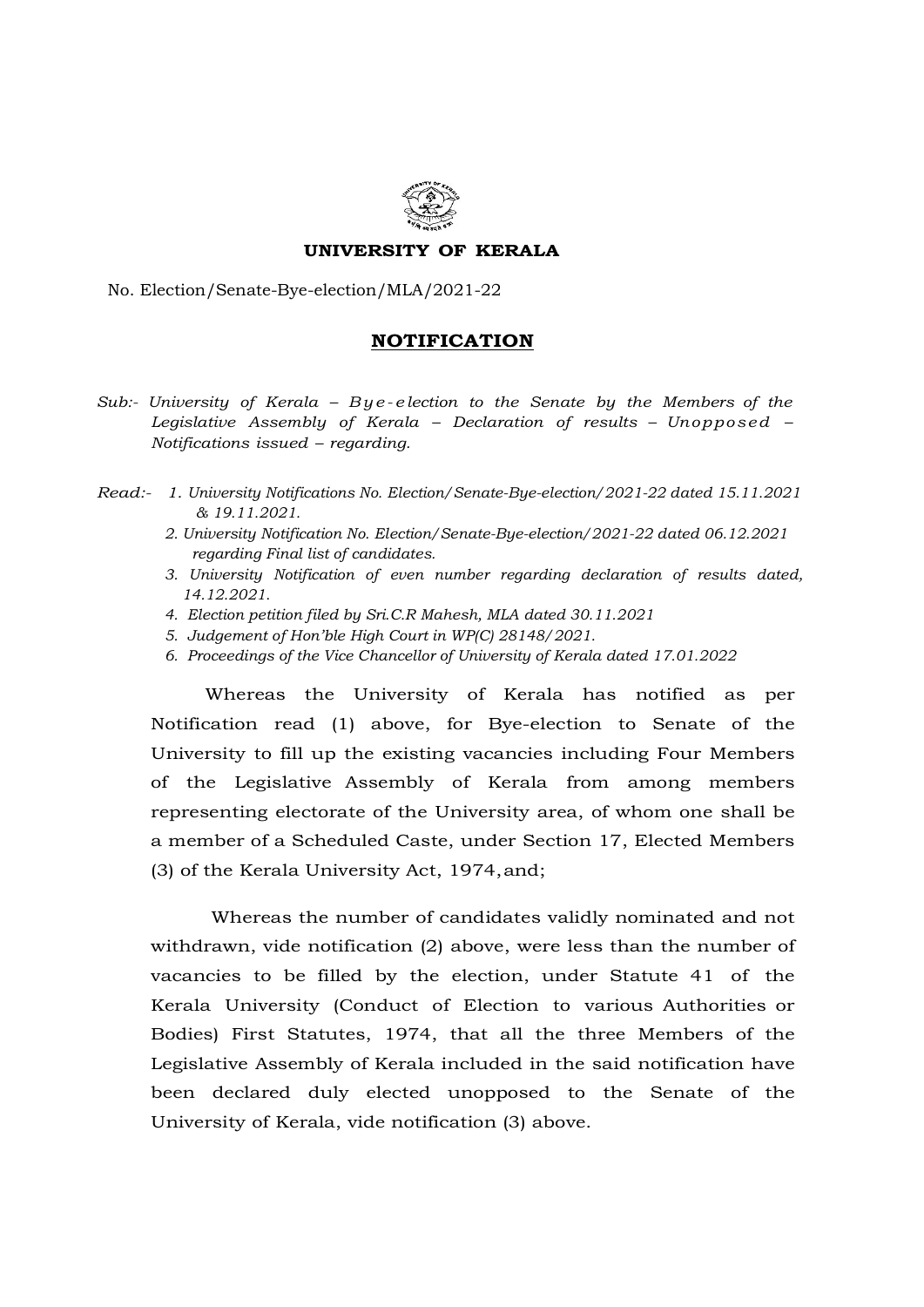**UNIVERSITY OF KERALA**

No. Election/Senate-Bye-election/MLA/2021-22

## NOTIFICATION

*Sub:- University of Kerala – Bye-election to the Senate by the Members of the Legislative Assembly of Kerala – Declaration of results – Unopposed – Notifications issued – regarding.*

*Read:- 1. University Notifications No. Election/Senate-Bye-election/2021-22 dated 15.11.2021 & 19.11.2021.*

*2. University Notification No. Election/Senate-Bye-election/2021-22 dated 06.12.2021 regarding Final list of candidates.*

*3. University Notification of even number regarding declaration of results dated, 14.12.2021.*

*4. Election petition filed by Sri.C.R Mahesh, MLA dated 30.11.2021*

*5. Judgement of Hon'ble High Court in WP(C) 28148/2021.*

*6. Proceedings of the Vice Chancellor of University of Kerala dated 17.01.2022*

Whereas the University of Kerala has notified as per Notification read (1) above, for Bye-election to Senate of the University to fill up the existing vacancies including Four Members of the Legislative Assembly of Kerala from among members representing electorate of the University area, of whom one shall be a member of a Scheduled Caste, under Section 17, Elected Members (3) of the Kerala University Act, 1974, and;

Whereas the number of candidates validly nominated and not withdrawn, vide notification (2) above, were less than the number of vacancies to be filled by the election, under Statute 41 of the Kerala University (Conduct of Election to various Authorities or Bodies) First Statutes, 1974, that all the three Members of the Legislative Assembly of Kerala included in the said notification have been declared duly elected unopposed to the Senate of the University of Kerala, vide notification (3) above.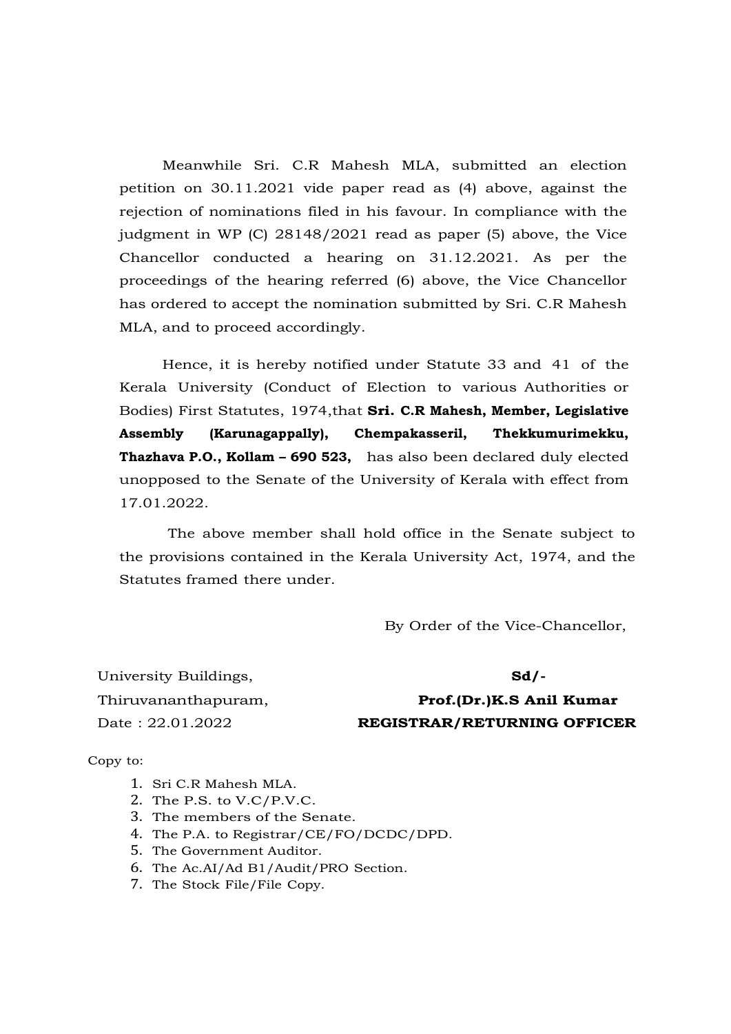Meanwhile Sri. C.R Mahesh MLA, submitted an election petition on 30.11.2021 vide paper read as (4) above, against the rejection of nominations filed in his favour. In compliance with the judgment in WP (C) 28148/2021 read as paper (5) above, the Vice Chancellor conducted a hearing on 31.12.2021. As per the proceedings of the hearing referred (6) above, the Vice Chancellor has ordered to accept the nomination submitted by Sri. C.R Mahesh MLA, and to proceed accordingly.

Hence, it is hereby notified under Statute 33 and 41 of the Kerala University (Conduct of Election to various Authorities or Bodies) First Statutes, 1974,that **Sri. C.R Mahesh, Member, Legislative Assembly (Karunagappally), Chempakasseril, Thekkumurimekku, Thazhava P.O., Kollam – 690 523,** has also been declared duly elected unopposed to the Senate of the University of Kerala with effect from 17.01.2022.

The above member shall hold office in the Senate subject to the provisions contained in the Kerala University Act, 1974, and the Statutes framed there under.

By Order of the Vice-Chancellor,

University Buildings,
Thiruvananthapuram,
Date : 22.01.2022

**Sd/-**
**Prof.(Dr.)K.S Anil Kumar**
**REGISTRAR/RETURNING OFFICER**

Copy to:

1. Sri C.R Mahesh MLA.
2. The P.S. to V.C/P.V.C.
3. The members of the Senate.
4. The P.A. to Registrar/CE/FO/DCDC/DPD.
5. The Government Auditor.
6. The Ac.AI/Ad B1/Audit/PRO Section.
7. The Stock File/File Copy.